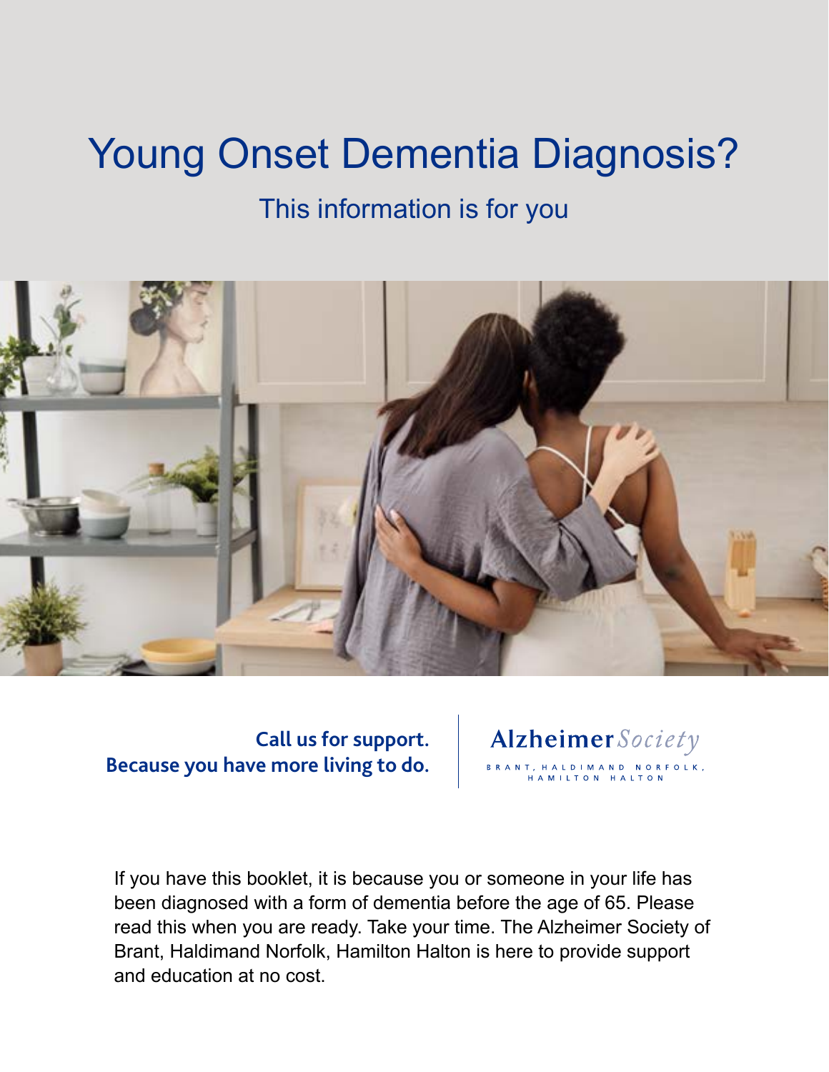# Young Onset Dementia Diagnosis?

## This information is for you

**Call us for support.**
**Because you have more living to do.**

Alzheimer *Society*

BRANT, HALDIMAND NORFOLK, HAMILTON HALTON

If you have this booklet, it is because you or someone in your life has been diagnosed with a form of dementia before the age of 65. Please read this when you are ready. Take your time. The Alzheimer Society of Brant, Haldimand Norfolk, Hamilton Halton is here to provide support and education at no cost.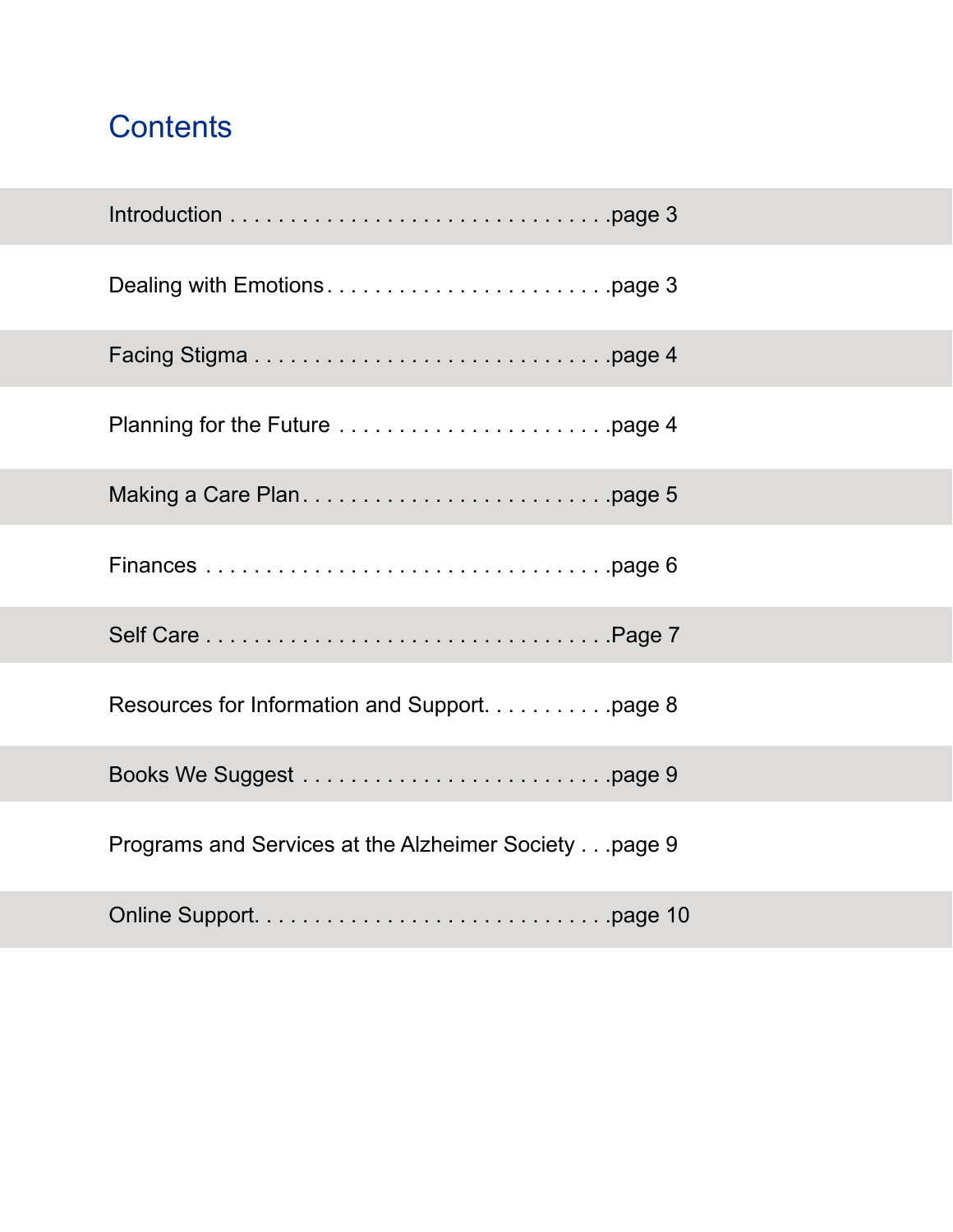## Contents

| | |
|---|---|
| Introduction | page 3 |
| Dealing with Emotions | page 3 |
| Facing Stigma | page 4 |
| Planning for the Future | page 4 |
| Making a Care Plan | page 5 |
| Finances | page 6 |
| Self Care | Page 7 |
| Resources for Information and Support | page 8 |
| Books We Suggest | page 9 |
| Programs and Services at the Alzheimer Society | page 9 |
| Online Support | page 10 |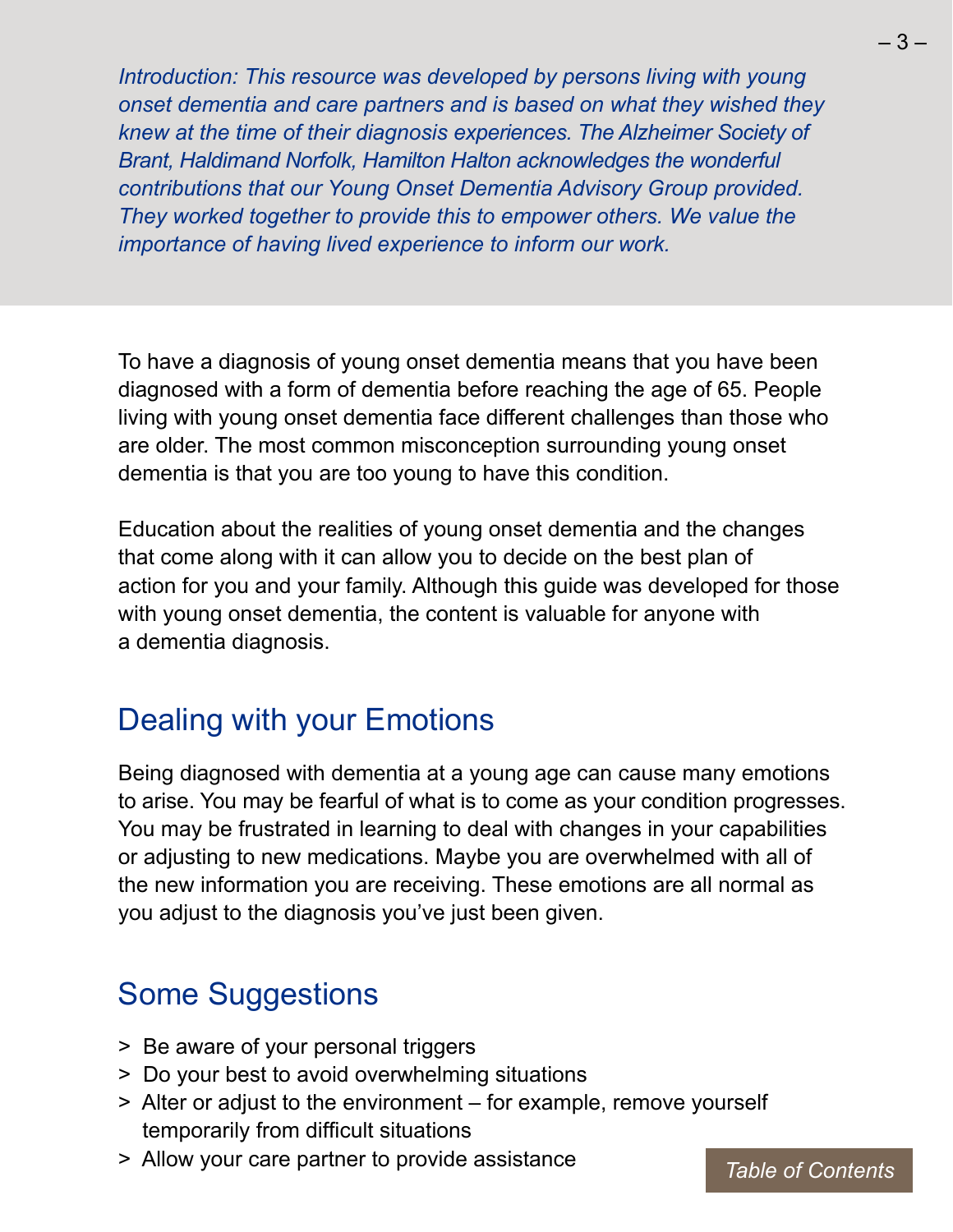*Introduction: This resource was developed by persons living with young onset dementia and care partners and is based on what they wished they knew at the time of their diagnosis experiences. The Alzheimer Society of Brant, Haldimand Norfolk, Hamilton Halton acknowledges the wonderful contributions that our Young Onset Dementia Advisory Group provided. They worked together to provide this to empower others. We value the importance of having lived experience to inform our work.*

To have a diagnosis of young onset dementia means that you have been diagnosed with a form of dementia before reaching the age of 65. People living with young onset dementia face different challenges than those who are older. The most common misconception surrounding young onset dementia is that you are too young to have this condition.

Education about the realities of young onset dementia and the changes that come along with it can allow you to decide on the best plan of action for you and your family. Although this guide was developed for those with young onset dementia, the content is valuable for anyone with a dementia diagnosis.

## Dealing with your Emotions

Being diagnosed with dementia at a young age can cause many emotions to arise. You may be fearful of what is to come as your condition progresses. You may be frustrated in learning to deal with changes in your capabilities or adjusting to new medications. Maybe you are overwhelmed with all of the new information you are receiving. These emotions are all normal as you adjust to the diagnosis you've just been given.

## Some Suggestions

> Be aware of your personal triggers
> Do your best to avoid overwhelming situations
> Alter or adjust to the environment – for example, remove yourself temporarily from difficult situations
> Allow your care partner to provide assistance

Table of Contents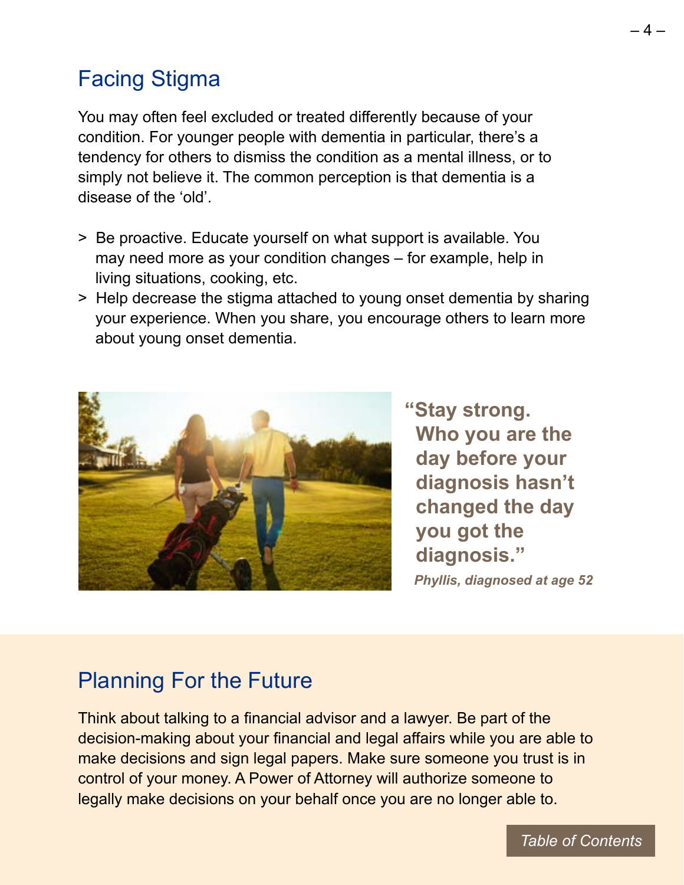## Facing Stigma

You may often feel excluded or treated differently because of your condition. For younger people with dementia in particular, there's a tendency for others to dismiss the condition as a mental illness, or to simply not believe it. The common perception is that dementia is a disease of the 'old'.

- Be proactive. Educate yourself on what support is available. You may need more as your condition changes – for example, help in living situations, cooking, etc.
- Help decrease the stigma attached to young onset dementia by sharing your experience. When you share, you encourage others to learn more about young onset dementia.

**"Stay strong. Who you are the day before your diagnosis hasn't changed the day you got the diagnosis."**

***Phyllis, diagnosed at age 52***

## Planning For the Future

Think about talking to a financial advisor and a lawyer. Be part of the decision-making about your financial and legal affairs while you are able to make decisions and sign legal papers. Make sure someone you trust is in control of your money. A Power of Attorney will authorize someone to legally make decisions on your behalf once you are no longer able to.

*Table of Contents*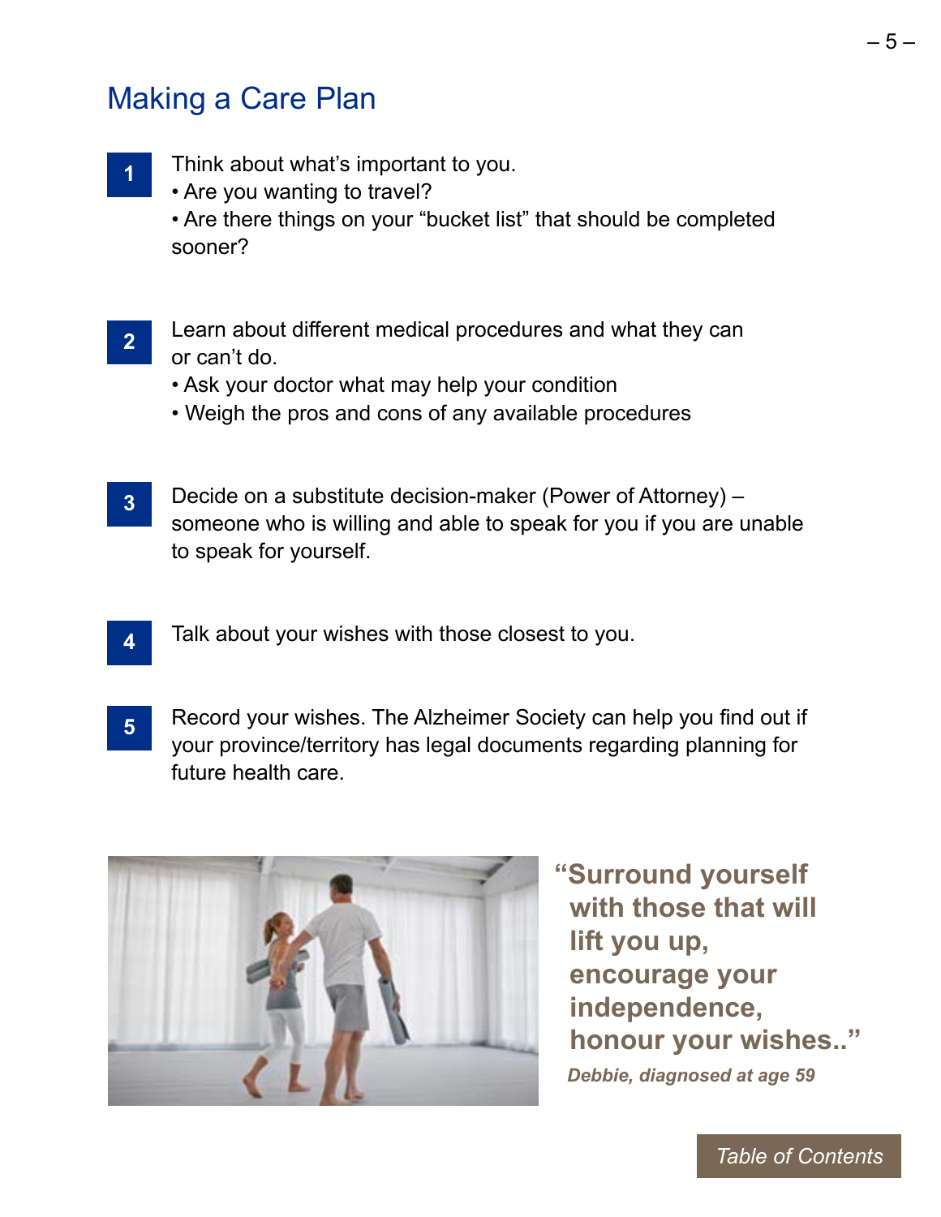## Making a Care Plan

1. Think about what's important to you.
   - Are you wanting to travel?
   - Are there things on your "bucket list" that should be completed sooner?

2. Learn about different medical procedures and what they can or can't do.
   - Ask your doctor what may help your condition
   - Weigh the pros and cons of any available procedures

3. Decide on a substitute decision-maker (Power of Attorney) – someone who is willing and able to speak for you if you are unable to speak for yourself.

4. Talk about your wishes with those closest to you.

5. Record your wishes. The Alzheimer Society can help you find out if your province/territory has legal documents regarding planning for future health care.

> **"Surround yourself with those that will lift you up, encourage your independence, honour your wishes.."**
>
> ***Debbie, diagnosed at age 59***

Table of Contents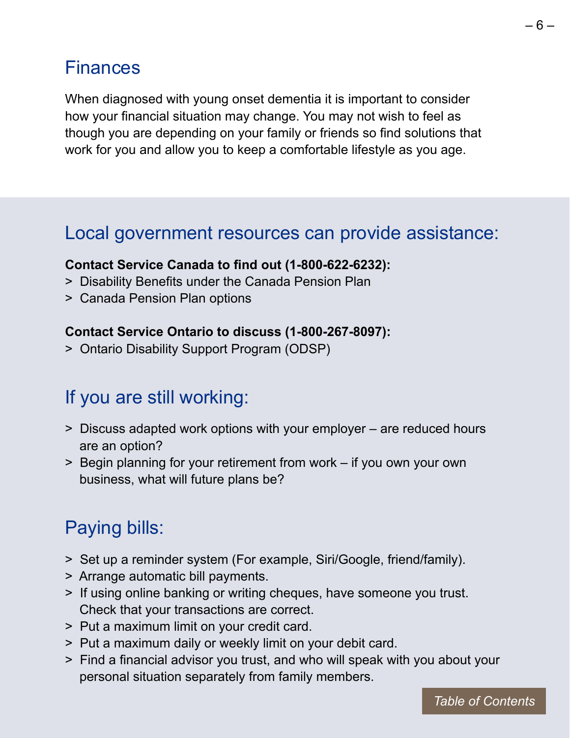# Finances

When diagnosed with young onset dementia it is important to consider how your financial situation may change. You may not wish to feel as though you are depending on your family or friends so find solutions that work for you and allow you to keep a comfortable lifestyle as you age.

## Local government resources can provide assistance:

**Contact Service Canada to find out (1-800-622-6232):**

- Disability Benefits under the Canada Pension Plan
- Canada Pension Plan options

**Contact Service Ontario to discuss (1-800-267-8097):**

- Ontario Disability Support Program (ODSP)

## If you are still working:

- Discuss adapted work options with your employer – are reduced hours are an option?
- Begin planning for your retirement from work – if you own your own business, what will future plans be?

## Paying bills:

- Set up a reminder system (For example, Siri/Google, friend/family).
- Arrange automatic bill payments.
- If using online banking or writing cheques, have someone you trust. Check that your transactions are correct.
- Put a maximum limit on your credit card.
- Put a maximum daily or weekly limit on your debit card.
- Find a financial advisor you trust, and who will speak with you about your personal situation separately from family members.

*Table of Contents*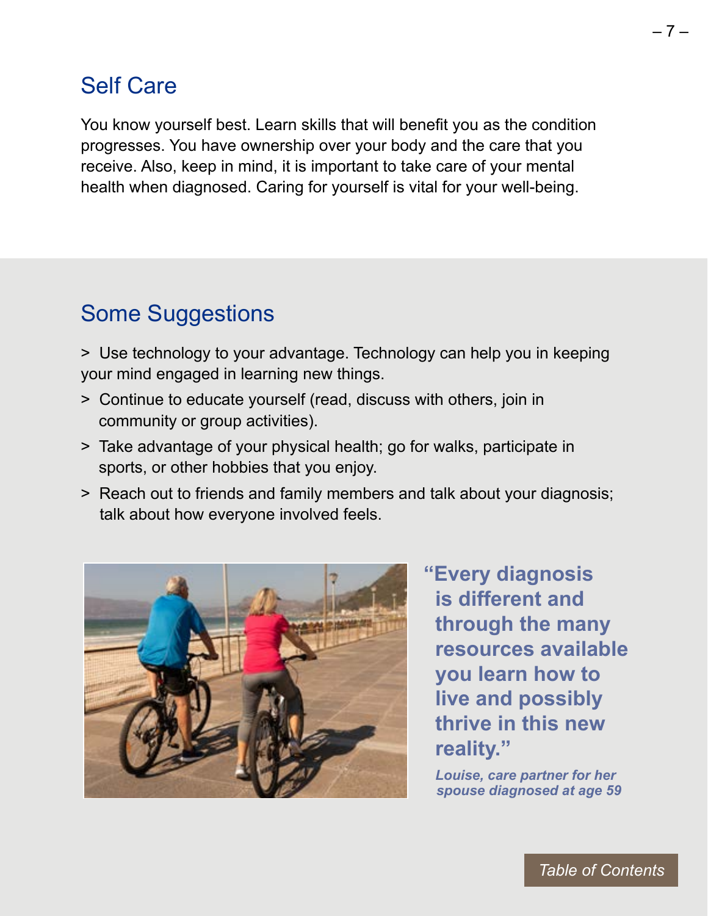## Self Care

You know yourself best. Learn skills that will benefit you as the condition progresses. You have ownership over your body and the care that you receive. Also, keep in mind, it is important to take care of your mental health when diagnosed. Caring for yourself is vital for your well-being.

## Some Suggestions

> Use technology to your advantage. Technology can help you in keeping your mind engaged in learning new things.

> Continue to educate yourself (read, discuss with others, join in community or group activities).

> Take advantage of your physical health; go for walks, participate in sports, or other hobbies that you enjoy.

> Reach out to friends and family members and talk about your diagnosis; talk about how everyone involved feels.

**"Every diagnosis is different and through the many resources available you learn how to live and possibly thrive in this new reality."**

***Louise, care partner for her spouse diagnosed at age 59***

*Table of Contents*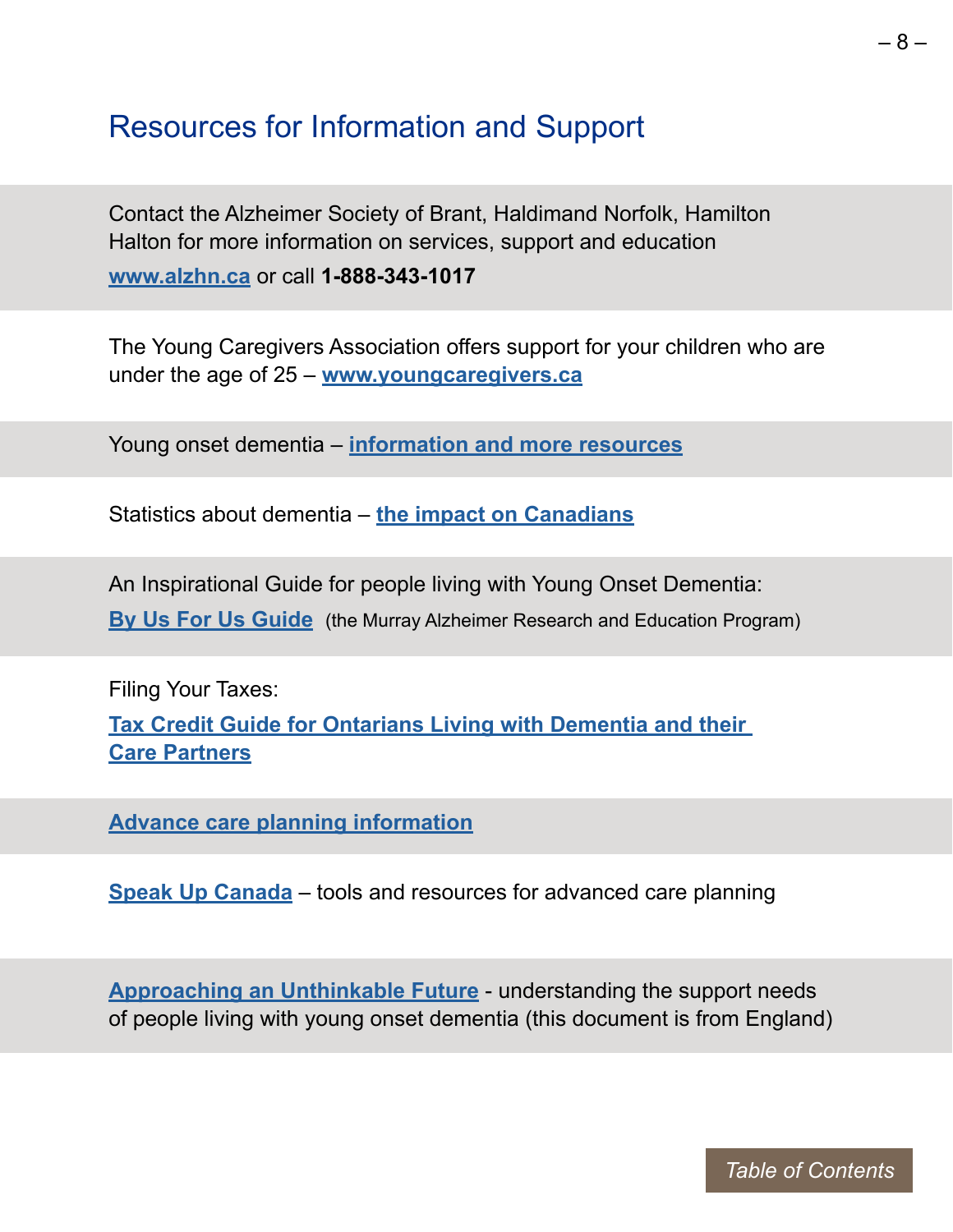# Resources for Information and Support

Contact the Alzheimer Society of Brant, Haldimand Norfolk, Hamilton Halton for more information on services, support and education

**www.alzhn.ca** or call **1-888-343-1017**

The Young Caregivers Association offers support for your children who are under the age of 25 – **www.youngcaregivers.ca**

Young onset dementia – **information and more resources**

Statistics about dementia – **the impact on Canadians**

An Inspirational Guide for people living with Young Onset Dementia:

**By Us For Us Guide** (the Murray Alzheimer Research and Education Program)

Filing Your Taxes:

**Tax Credit Guide for Ontarians Living with Dementia and their Care Partners**

**Advance care planning information**

**Speak Up Canada** – tools and resources for advanced care planning

**Approaching an Unthinkable Future** - understanding the support needs of people living with young onset dementia (this document is from England)

Table of Contents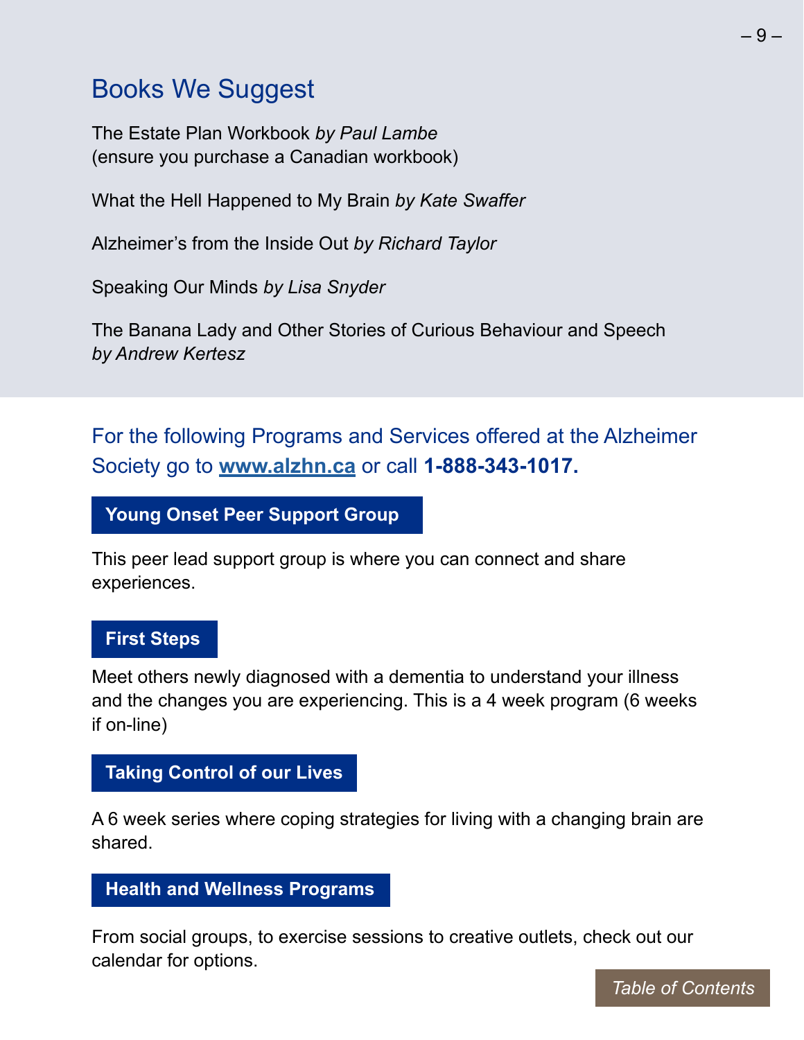## Books We Suggest

The Estate Plan Workbook *by Paul Lambe*
(ensure you purchase a Canadian workbook)

What the Hell Happened to My Brain *by Kate Swaffer*

Alzheimer's from the Inside Out *by Richard Taylor*

Speaking Our Minds *by Lisa Snyder*

The Banana Lady and Other Stories of Curious Behaviour and Speech *by Andrew Kertesz*

For the following Programs and Services offered at the Alzheimer Society go to **www.alzhn.ca** or call **1-888-343-1017.**

### Young Onset Peer Support Group

This peer lead support group is where you can connect and share experiences.

### First Steps

Meet others newly diagnosed with a dementia to understand your illness and the changes you are experiencing. This is a 4 week program (6 weeks if on-line)

### Taking Control of our Lives

A 6 week series where coping strategies for living with a changing brain are shared.

### Health and Wellness Programs

From social groups, to exercise sessions to creative outlets, check out our calendar for options.

*Table of Contents*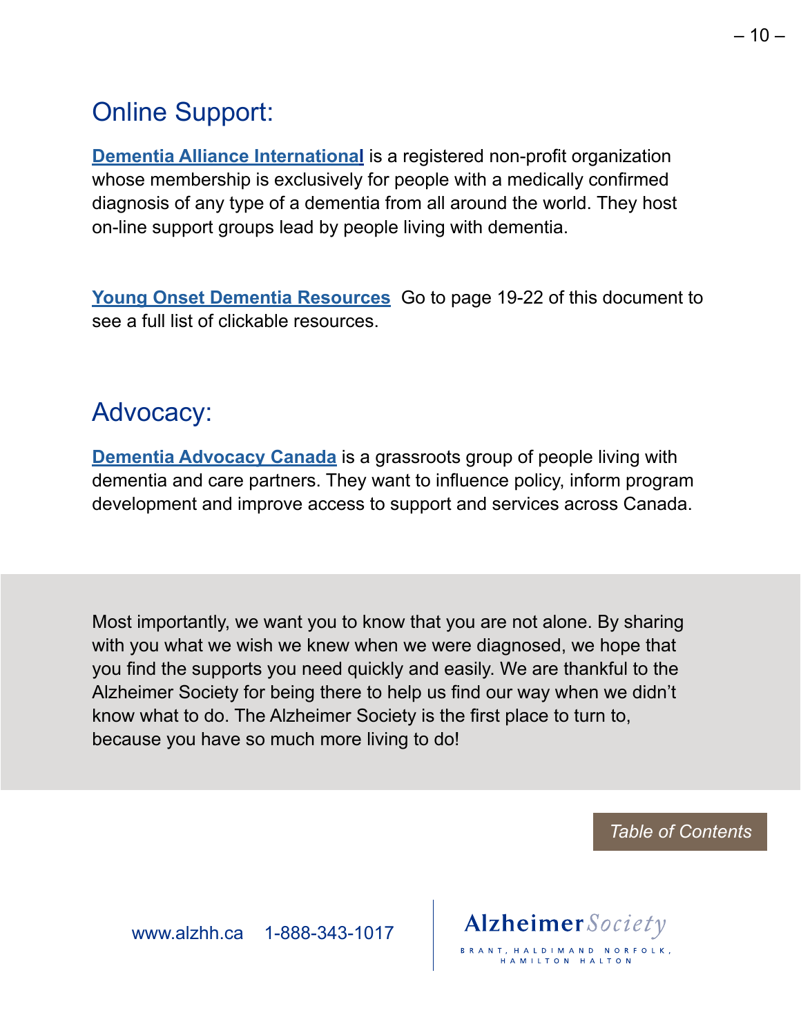## Online Support:

**Dementia Alliance International** is a registered non-profit organization whose membership is exclusively for people with a medically confirmed diagnosis of any type of a dementia from all around the world. They host on-line support groups lead by people living with dementia.

**Young Onset Dementia Resources** Go to page 19-22 of this document to see a full list of clickable resources.

## Advocacy:

**Dementia Advocacy Canada** is a grassroots group of people living with dementia and care partners. They want to influence policy, inform program development and improve access to support and services across Canada.

Most importantly, we want you to know that you are not alone. By sharing with you what we wish we knew when we were diagnosed, we hope that you find the supports you need quickly and easily. We are thankful to the Alzheimer Society for being there to help us find our way when we didn't know what to do. The Alzheimer Society is the first place to turn to, because you have so much more living to do!

*Table of Contents*

www.alzhh.ca 1-888-343-1017

Alzheimer Society
BRANT, HALDIMAND NORFOLK, HAMILTON HALTON